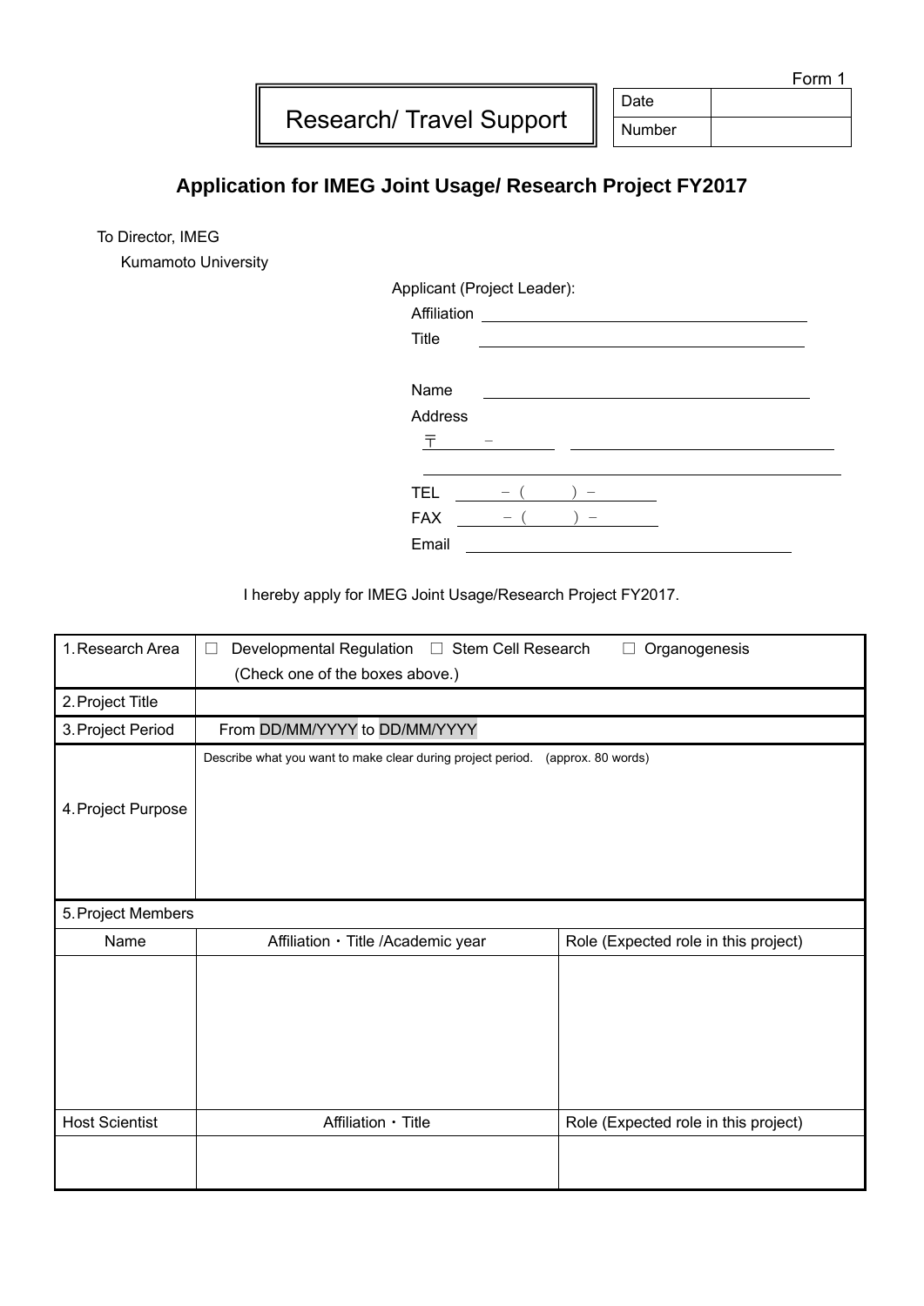Form 1

**Research/ Travel Support**

| Date | |
|---|---|
| Number | |

## Application for IMEG Joint Usage/ Research Project FY2017

To Director, IMEG
Kumamoto University

Applicant (Project Leader):

Affiliation ______________________

Title ______________________

Name ______________________

Address

〒 　－　 ______________________

______________________

TEL 　－（　　）－

FAX 　－（　　）－

Email ______________________

I hereby apply for IMEG Joint Usage/Research Project FY2017.

| 1. Research Area | ☐ Developmental Regulation ☐ Stem Cell Research ☐ Organogenesis<br>(Check one of the boxes above.) | |
|---|---|---|
| 2. Project Title | | |
| 3. Project Period | From DD/MM/YYYY to DD/MM/YYYY | |
| 4. Project Purpose | Describe what you want to make clear during project period. (approx. 80 words) | |
| 5. Project Members | | |
| Name | Affiliation・Title /Academic year | Role (Expected role in this project) |
| | | |
| Host Scientist | Affiliation・Title | Role (Expected role in this project) |
| | | |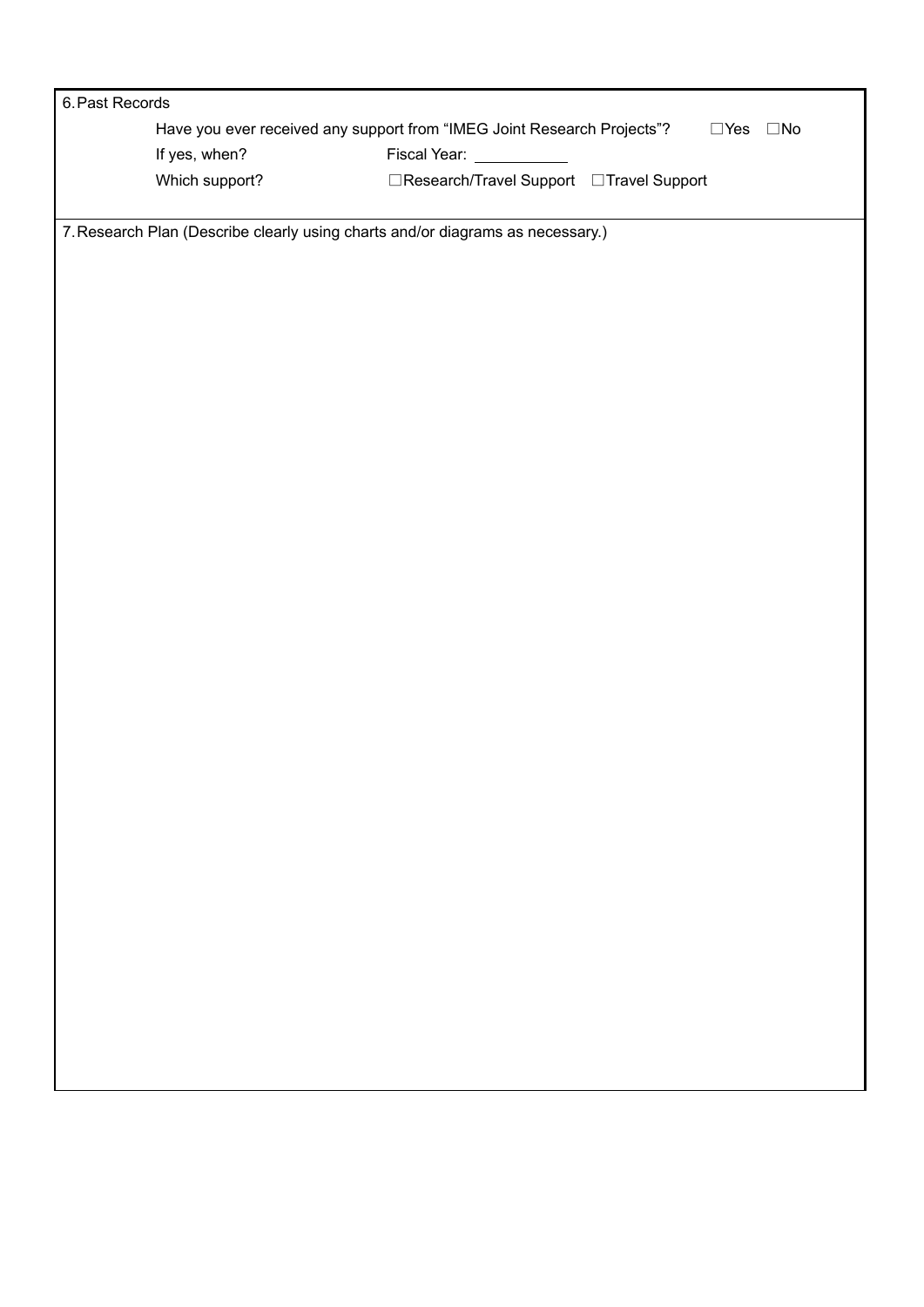6. Past Records

Have you ever received any support from "IMEG Joint Research Projects"? ☐Yes ☐No

If yes, when? Fiscal Year: ___________

Which support? ☐Research/Travel Support ☐Travel Support

7. Research Plan (Describe clearly using charts and/or diagrams as necessary.)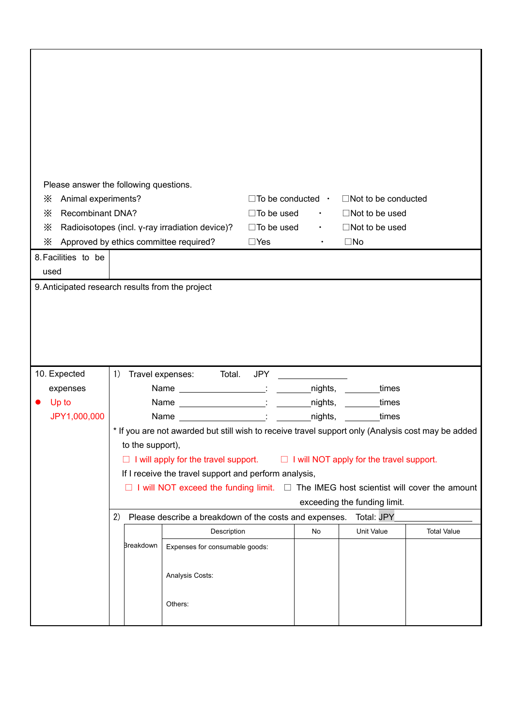Please answer the following questions.

| | | | | |
|---|---|---|---|---|
| ※ | Animal experiments? | ☐To be conducted | ・ | ☐Not to be conducted |
| ※ | Recombinant DNA? | ☐To be used | ・ | ☐Not to be used |
| ※ | Radioisotopes (incl. γ-ray irradiation device)? | ☐To be used | ・ | ☐Not to be used |
| ※ | Approved by ethics committee required? | ☐Yes | ・ | ☐No |

| 8. Facilities to be used | |
|---|---|

9. Anticipated research results from the project

10. Expected expenses

● Up to JPY1,000,000

1) Travel expenses: Total. JPY ____________

Name ________________: ______nights, ______times

Name ________________: ______nights, ______times

Name ________________: ______nights, ______times

\* If you are not awarded but still wish to receive travel support only (Analysis cost may be added to the support),

☐ I will apply for the travel support. ☐ I will NOT apply for the travel support.

If I receive the travel support and perform analysis,

☐ I will NOT exceed the funding limit. ☐ The IMEG host scientist will cover the amount exceeding the funding limit.

2) Please describe a breakdown of the costs and expenses. Total: JPY____________

| | Description | No | Unit Value | Total Value |
|---|---|---|---|---|
| Breakdown | Expenses for consumable goods: | | | |
| | Analysis Costs: | | | |
| | Others: | | | |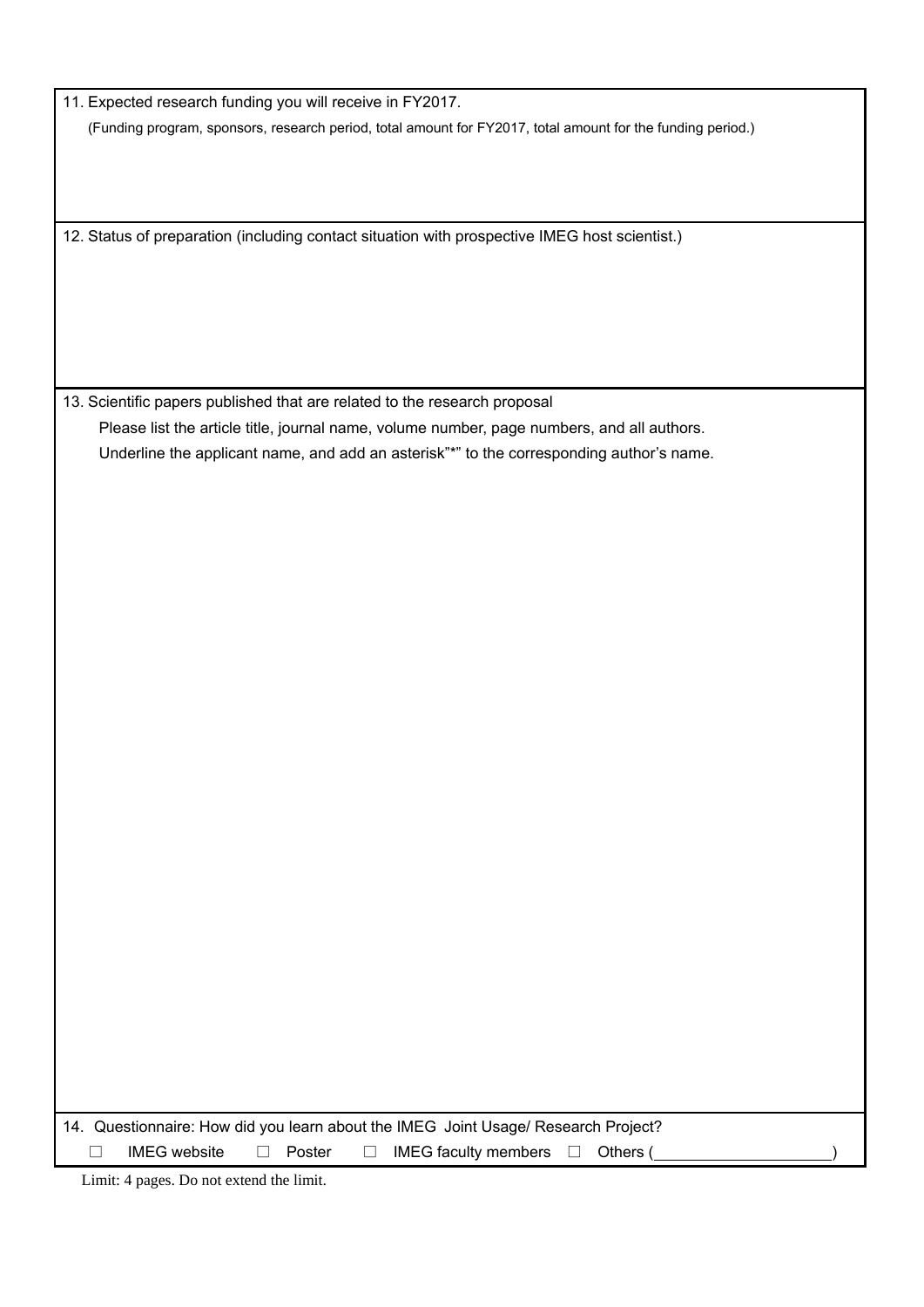11. Expected research funding you will receive in FY2017.

(Funding program, sponsors, research period, total amount for FY2017, total amount for the funding period.)

12. Status of preparation (including contact situation with prospective IMEG host scientist.)

13. Scientific papers published that are related to the research proposal

Please list the article title, journal name, volume number, page numbers, and all authors.

Underline the applicant name, and add an asterisk"*" to the corresponding author's name.

14. Questionnaire: How did you learn about the IMEG Joint Usage/ Research Project?

☐ IMEG website ☐ Poster ☐ IMEG faculty members ☐ Others (____________________)

Limit: 4 pages. Do not extend the limit.